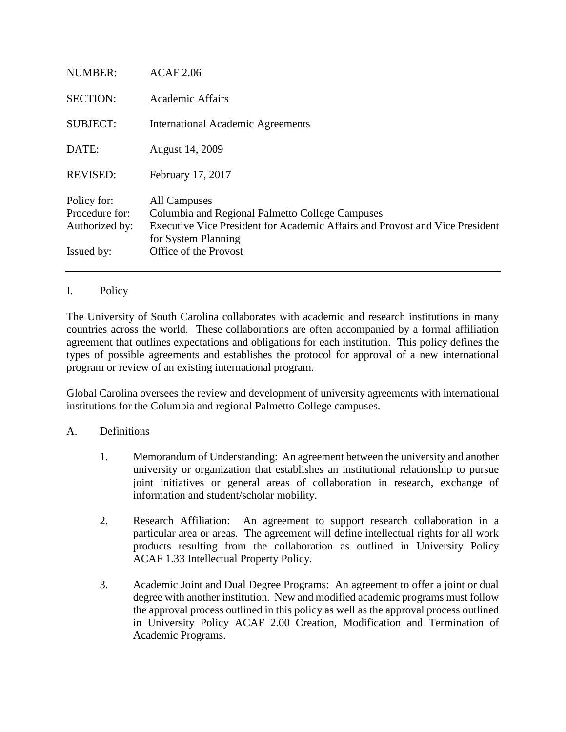| | |
|---|---|
| NUMBER: | ACAF 2.06 |
| SECTION: | Academic Affairs |
| SUBJECT: | International Academic Agreements |
| DATE: | August 14, 2009 |
| REVISED: | February 17, 2017 |
| Policy for: | All Campuses |
| Procedure for: | Columbia and Regional Palmetto College Campuses |
| Authorized by: | Executive Vice President for Academic Affairs and Provost and Vice President for System Planning |
| Issued by: | Office of the Provost |

---

## I. Policy

The University of South Carolina collaborates with academic and research institutions in many countries across the world. These collaborations are often accompanied by a formal affiliation agreement that outlines expectations and obligations for each institution. This policy defines the types of possible agreements and establishes the protocol for approval of a new international program or review of an existing international program.

Global Carolina oversees the review and development of university agreements with international institutions for the Columbia and regional Palmetto College campuses.

### A. Definitions

1. Memorandum of Understanding: An agreement between the university and another university or organization that establishes an institutional relationship to pursue joint initiatives or general areas of collaboration in research, exchange of information and student/scholar mobility.

2. Research Affiliation: An agreement to support research collaboration in a particular area or areas. The agreement will define intellectual rights for all work products resulting from the collaboration as outlined in University Policy ACAF 1.33 Intellectual Property Policy.

3. Academic Joint and Dual Degree Programs: An agreement to offer a joint or dual degree with another institution. New and modified academic programs must follow the approval process outlined in this policy as well as the approval process outlined in University Policy ACAF 2.00 Creation, Modification and Termination of Academic Programs.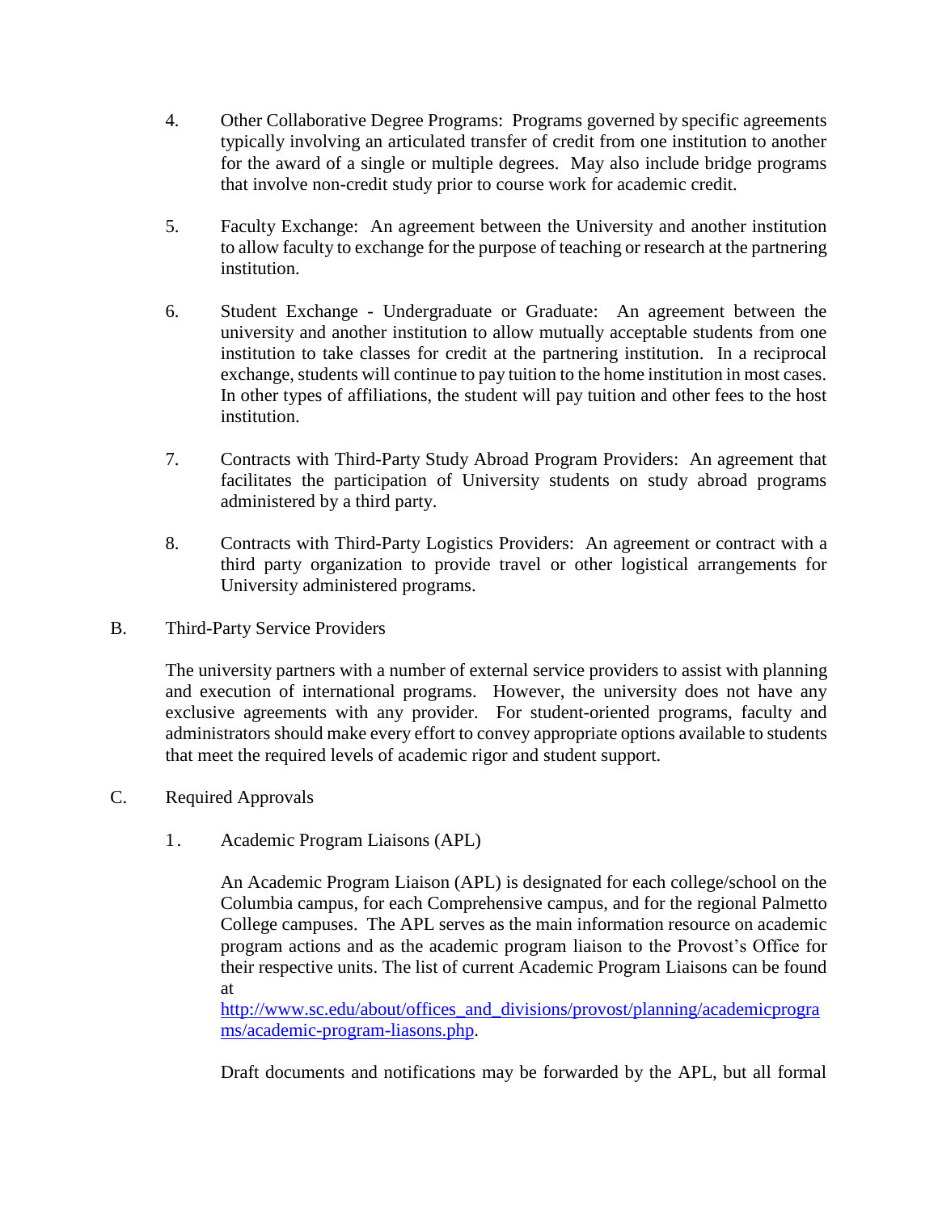4. Other Collaborative Degree Programs: Programs governed by specific agreements typically involving an articulated transfer of credit from one institution to another for the award of a single or multiple degrees. May also include bridge programs that involve non-credit study prior to course work for academic credit.

5. Faculty Exchange: An agreement between the University and another institution to allow faculty to exchange for the purpose of teaching or research at the partnering institution.

6. Student Exchange - Undergraduate or Graduate: An agreement between the university and another institution to allow mutually acceptable students from one institution to take classes for credit at the partnering institution. In a reciprocal exchange, students will continue to pay tuition to the home institution in most cases. In other types of affiliations, the student will pay tuition and other fees to the host institution.

7. Contracts with Third-Party Study Abroad Program Providers: An agreement that facilitates the participation of University students on study abroad programs administered by a third party.

8. Contracts with Third-Party Logistics Providers: An agreement or contract with a third party organization to provide travel or other logistical arrangements for University administered programs.

B. Third-Party Service Providers

The university partners with a number of external service providers to assist with planning and execution of international programs. However, the university does not have any exclusive agreements with any provider. For student-oriented programs, faculty and administrators should make every effort to convey appropriate options available to students that meet the required levels of academic rigor and student support.

C. Required Approvals

1. Academic Program Liaisons (APL)

An Academic Program Liaison (APL) is designated for each college/school on the Columbia campus, for each Comprehensive campus, and for the regional Palmetto College campuses. The APL serves as the main information resource on academic program actions and as the academic program liaison to the Provost's Office for their respective units. The list of current Academic Program Liaisons can be found at [http://www.sc.edu/about/offices_and_divisions/provost/planning/academicprograms/academic-program-lisons.php](http://www.sc.edu/about/offices_and_divisions/provost/planning/academicprograms/academic-program-lisons.php).

Draft documents and notifications may be forwarded by the APL, but all formal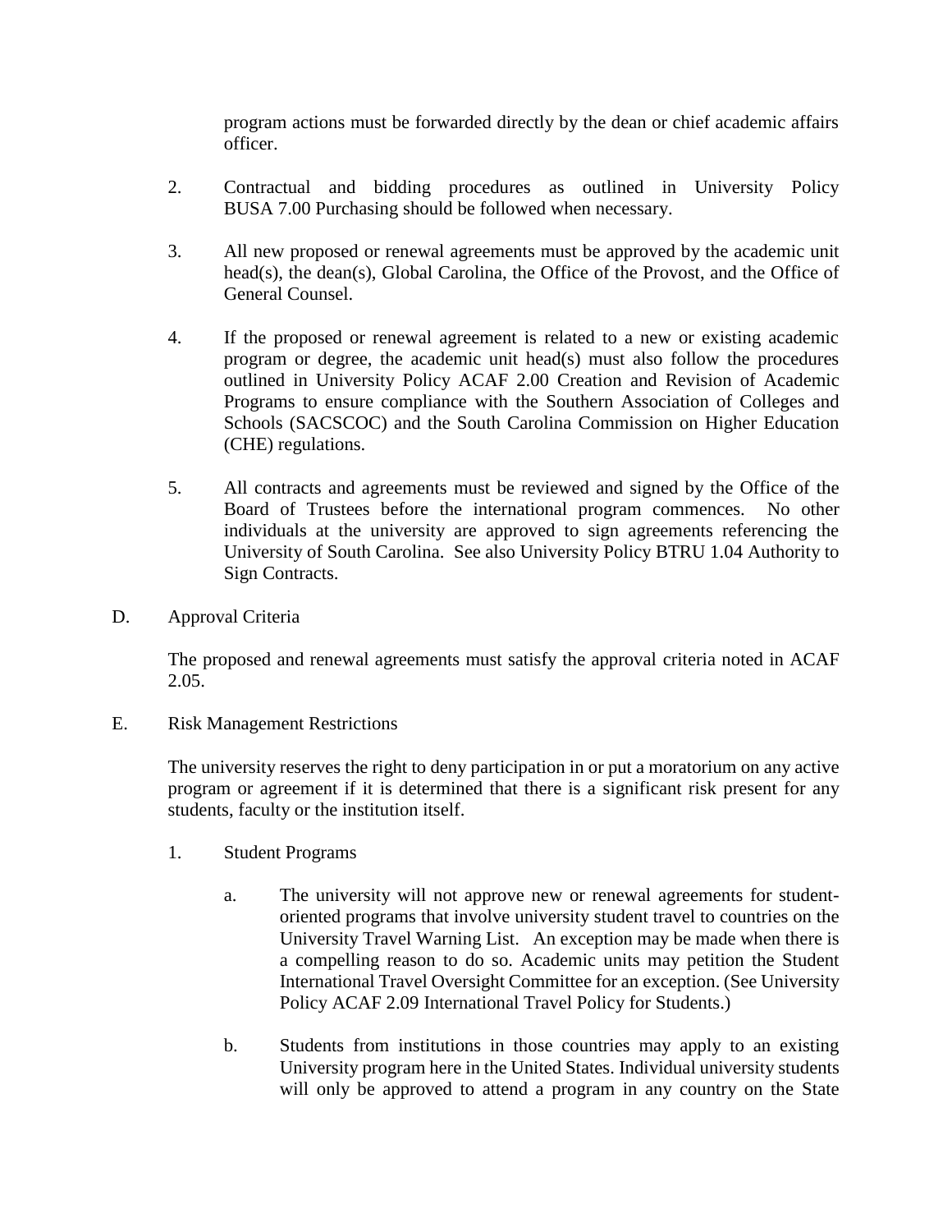program actions must be forwarded directly by the dean or chief academic affairs officer.

2. Contractual and bidding procedures as outlined in University Policy BUSA 7.00 Purchasing should be followed when necessary.

3. All new proposed or renewal agreements must be approved by the academic unit head(s), the dean(s), Global Carolina, the Office of the Provost, and the Office of General Counsel.

4. If the proposed or renewal agreement is related to a new or existing academic program or degree, the academic unit head(s) must also follow the procedures outlined in University Policy ACAF 2.00 Creation and Revision of Academic Programs to ensure compliance with the Southern Association of Colleges and Schools (SACSCOC) and the South Carolina Commission on Higher Education (CHE) regulations.

5. All contracts and agreements must be reviewed and signed by the Office of the Board of Trustees before the international program commences. No other individuals at the university are approved to sign agreements referencing the University of South Carolina. See also University Policy BTRU 1.04 Authority to Sign Contracts.

D. Approval Criteria

The proposed and renewal agreements must satisfy the approval criteria noted in ACAF 2.05.

E. Risk Management Restrictions

The university reserves the right to deny participation in or put a moratorium on any active program or agreement if it is determined that there is a significant risk present for any students, faculty or the institution itself.

1. Student Programs

   a. The university will not approve new or renewal agreements for student-oriented programs that involve university student travel to countries on the University Travel Warning List. An exception may be made when there is a compelling reason to do so. Academic units may petition the Student International Travel Oversight Committee for an exception. (See University Policy ACAF 2.09 International Travel Policy for Students.)

   b. Students from institutions in those countries may apply to an existing University program here in the United States. Individual university students will only be approved to attend a program in any country on the State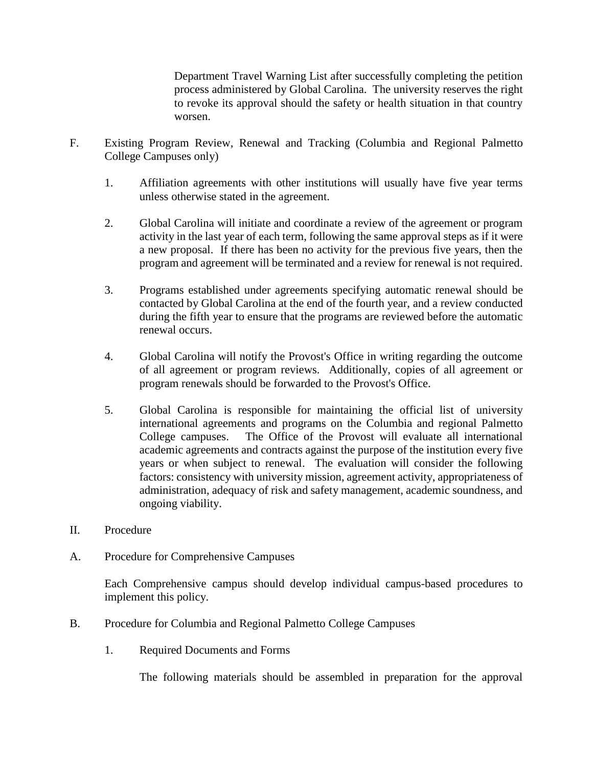Department Travel Warning List after successfully completing the petition process administered by Global Carolina. The university reserves the right to revoke its approval should the safety or health situation in that country worsen.

F. Existing Program Review, Renewal and Tracking (Columbia and Regional Palmetto College Campuses only)

1. Affiliation agreements with other institutions will usually have five year terms unless otherwise stated in the agreement.

2. Global Carolina will initiate and coordinate a review of the agreement or program activity in the last year of each term, following the same approval steps as if it were a new proposal. If there has been no activity for the previous five years, then the program and agreement will be terminated and a review for renewal is not required.

3. Programs established under agreements specifying automatic renewal should be contacted by Global Carolina at the end of the fourth year, and a review conducted during the fifth year to ensure that the programs are reviewed before the automatic renewal occurs.

4. Global Carolina will notify the Provost's Office in writing regarding the outcome of all agreement or program reviews. Additionally, copies of all agreement or program renewals should be forwarded to the Provost's Office.

5. Global Carolina is responsible for maintaining the official list of university international agreements and programs on the Columbia and regional Palmetto College campuses. The Office of the Provost will evaluate all international academic agreements and contracts against the purpose of the institution every five years or when subject to renewal. The evaluation will consider the following factors: consistency with university mission, agreement activity, appropriateness of administration, adequacy of risk and safety management, academic soundness, and ongoing viability.

II. Procedure

A. Procedure for Comprehensive Campuses

Each Comprehensive campus should develop individual campus-based procedures to implement this policy.

B. Procedure for Columbia and Regional Palmetto College Campuses

1. Required Documents and Forms

The following materials should be assembled in preparation for the approval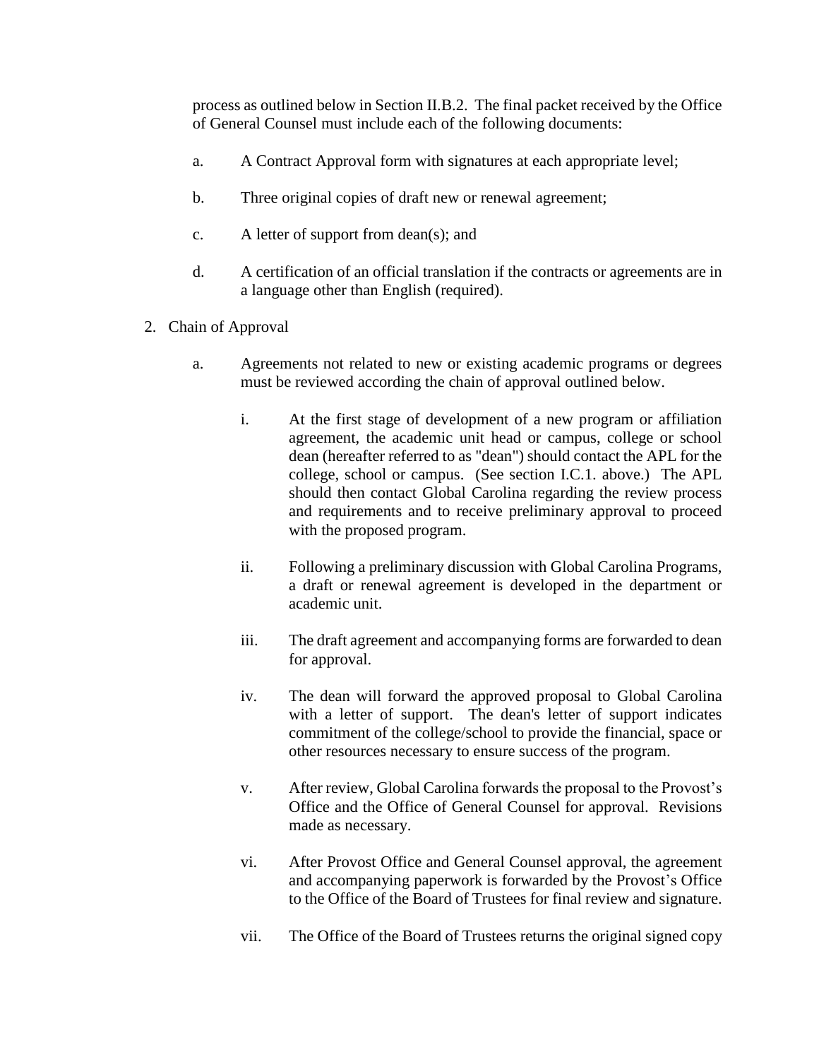process as outlined below in Section II.B.2. The final packet received by the Office of General Counsel must include each of the following documents:

a. A Contract Approval form with signatures at each appropriate level;

b. Three original copies of draft new or renewal agreement;

c. A letter of support from dean(s); and

d. A certification of an official translation if the contracts or agreements are in a language other than English (required).

2. Chain of Approval

   a. Agreements not related to new or existing academic programs or degrees must be reviewed according the chain of approval outlined below.

      i. At the first stage of development of a new program or affiliation agreement, the academic unit head or campus, college or school dean (hereafter referred to as "dean") should contact the APL for the college, school or campus. (See section I.C.1. above.) The APL should then contact Global Carolina regarding the review process and requirements and to receive preliminary approval to proceed with the proposed program.

      ii. Following a preliminary discussion with Global Carolina Programs, a draft or renewal agreement is developed in the department or academic unit.

      iii. The draft agreement and accompanying forms are forwarded to dean for approval.

      iv. The dean will forward the approved proposal to Global Carolina with a letter of support. The dean's letter of support indicates commitment of the college/school to provide the financial, space or other resources necessary to ensure success of the program.

      v. After review, Global Carolina forwards the proposal to the Provost's Office and the Office of General Counsel for approval. Revisions made as necessary.

      vi. After Provost Office and General Counsel approval, the agreement and accompanying paperwork is forwarded by the Provost's Office to the Office of the Board of Trustees for final review and signature.

      vii. The Office of the Board of Trustees returns the original signed copy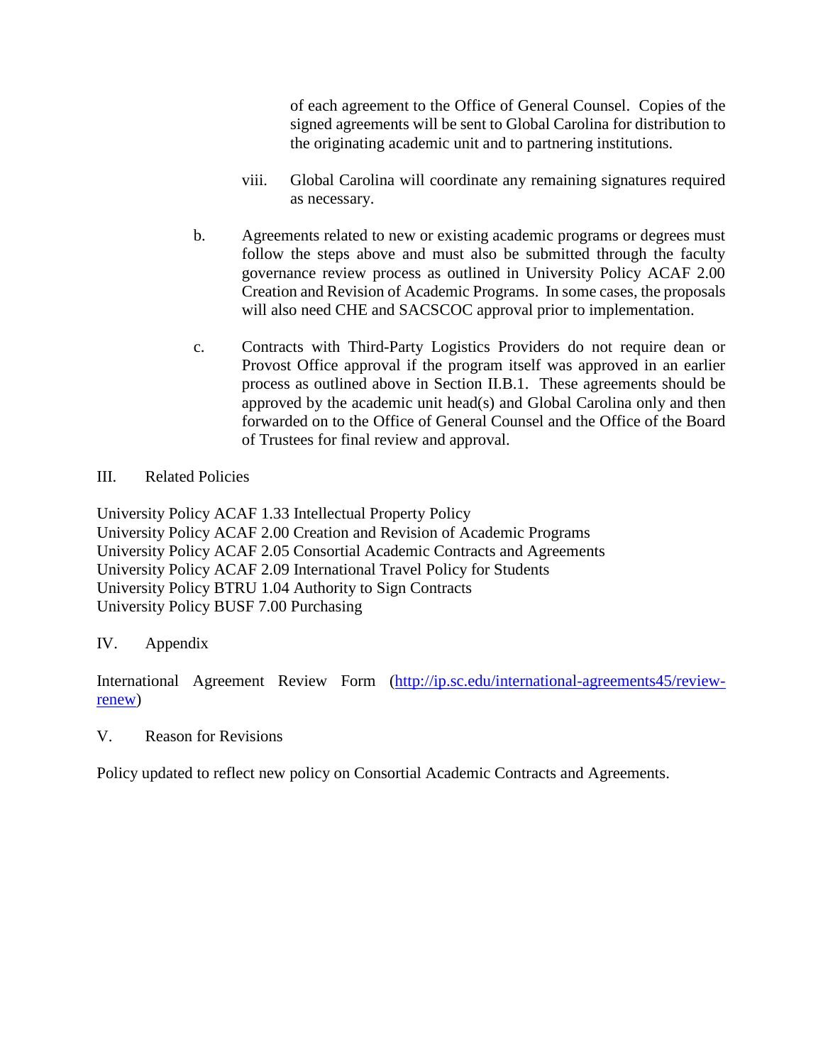of each agreement to the Office of General Counsel. Copies of the signed agreements will be sent to Global Carolina for distribution to the originating academic unit and to partnering institutions.

viii. Global Carolina will coordinate any remaining signatures required as necessary.

b. Agreements related to new or existing academic programs or degrees must follow the steps above and must also be submitted through the faculty governance review process as outlined in University Policy ACAF 2.00 Creation and Revision of Academic Programs. In some cases, the proposals will also need CHE and SACSCOC approval prior to implementation.

c. Contracts with Third-Party Logistics Providers do not require dean or Provost Office approval if the program itself was approved in an earlier process as outlined above in Section II.B.1. These agreements should be approved by the academic unit head(s) and Global Carolina only and then forwarded on to the Office of General Counsel and the Office of the Board of Trustees for final review and approval.

## III. Related Policies

University Policy ACAF 1.33 Intellectual Property Policy
University Policy ACAF 2.00 Creation and Revision of Academic Programs
University Policy ACAF 2.05 Consortial Academic Contracts and Agreements
University Policy ACAF 2.09 International Travel Policy for Students
University Policy BTRU 1.04 Authority to Sign Contracts
University Policy BUSF 7.00 Purchasing

## IV. Appendix

International Agreement Review Form ([http://ip.sc.edu/international-agreements45/review-renew](http://ip.sc.edu/international-agreements45/review-renew))

## V. Reason for Revisions

Policy updated to reflect new policy on Consortial Academic Contracts and Agreements.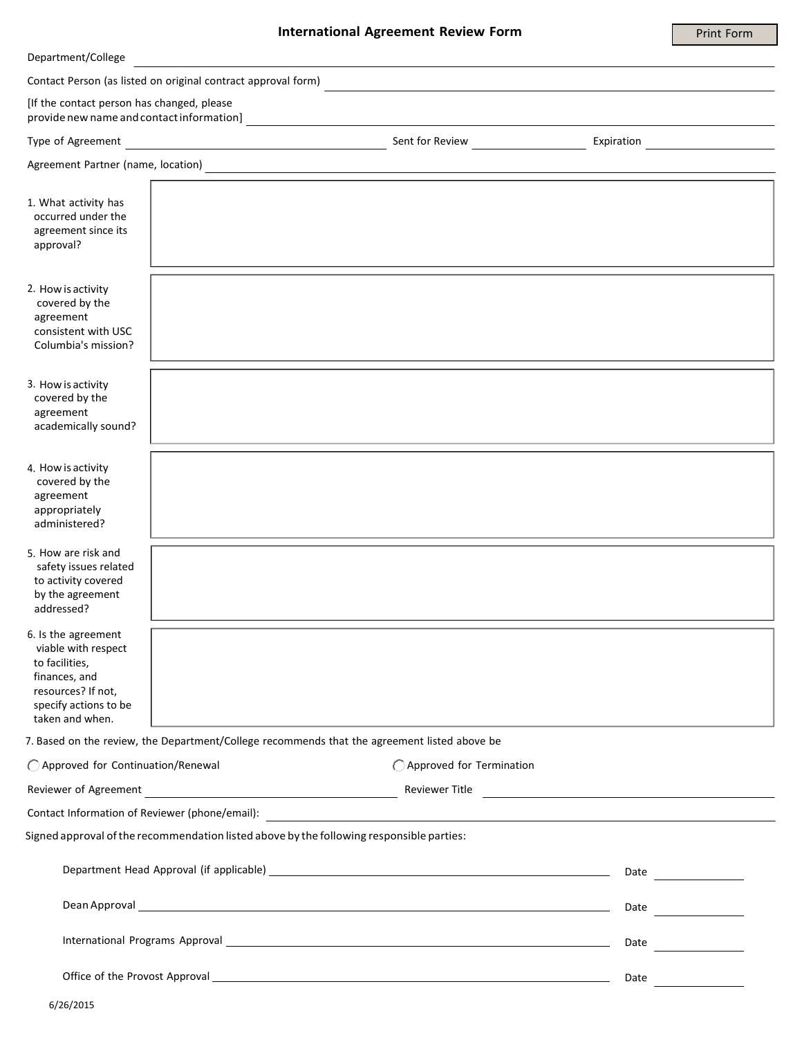# International Agreement Review Form

Print Form

Department/College

Contact Person (as listed on original contract approval form)

[If the contact person has changed, please provide new name and contact information]

Type of Agreement

Sent for Review

Expiration

Agreement Partner (name, location)

1. What activity has occurred under the agreement since its approval?

2. How is activity covered by the agreement consistent with USC Columbia's mission?

3. How is activity covered by the agreement academically sound?

4. How is activity covered by the agreement appropriately administered?

5. How are risk and safety issues related to activity covered by the agreement addressed?

6. Is the agreement viable with respect to facilities, finances, and resources? If not, specify actions to be taken and when.

7. Based on the review, the Department/College recommends that the agreement listed above be

- ◯ Approved for Continuation/Renewal
- ◯ Approved for Termination

Reviewer of Agreement

Reviewer Title

Contact Information of Reviewer (phone/email):

Signed approval of the recommendation listed above by the following responsible parties:

Department Head Approval (if applicable) ________________ Date ________

Dean Approval ________________ Date ________

International Programs Approval ________________ Date ________

Office of the Provost Approval ________________ Date ________

6/26/2015